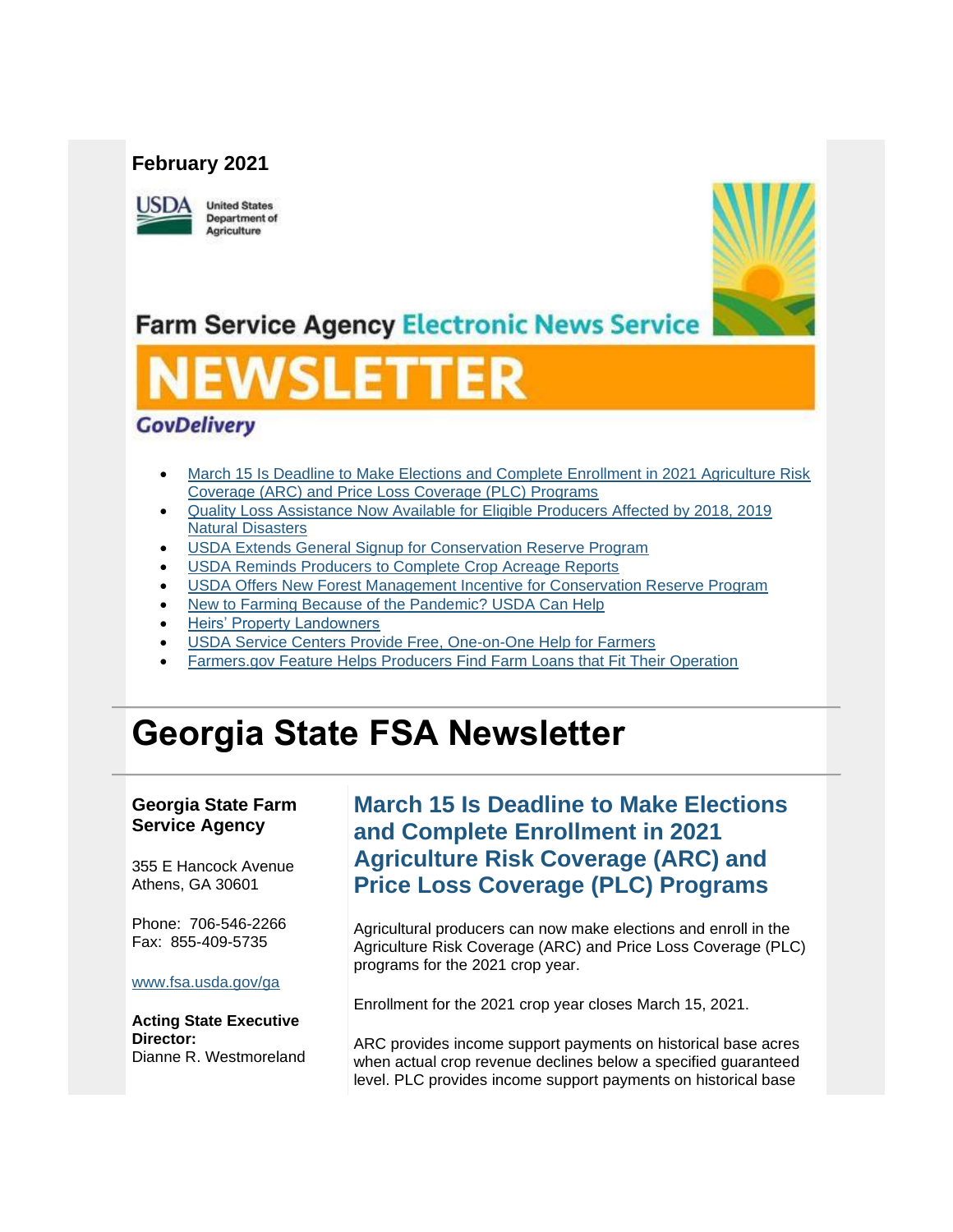**February 2021**

United States Department of Agriculture

Farm Service Agency Electronic News Service

# NEWSLETTER

*GovDelivery*

- March 15 Is Deadline to Make Elections and Complete Enrollment in 2021 Agriculture Risk Coverage (ARC) and Price Loss Coverage (PLC) Programs
- Quality Loss Assistance Now Available for Eligible Producers Affected by 2018, 2019 Natural Disasters
- USDA Extends General Signup for Conservation Reserve Program
- USDA Reminds Producers to Complete Crop Acreage Reports
- USDA Offers New Forest Management Incentive for Conservation Reserve Program
- New to Farming Because of the Pandemic? USDA Can Help
- Heirs' Property Landowners
- USDA Service Centers Provide Free, One-on-One Help for Farmers
- Farmers.gov Feature Helps Producers Find Farm Loans that Fit Their Operation

# Georgia State FSA Newsletter

**Georgia State Farm Service Agency**

355 E Hancock Avenue
Athens, GA 30601

Phone: 706-546-2266
Fax: 855-409-5735

www.fsa.usda.gov/ga

**Acting State Executive Director:**
Dianne R. Westmoreland

## March 15 Is Deadline to Make Elections and Complete Enrollment in 2021 Agriculture Risk Coverage (ARC) and Price Loss Coverage (PLC) Programs

Agricultural producers can now make elections and enroll in the Agriculture Risk Coverage (ARC) and Price Loss Coverage (PLC) programs for the 2021 crop year.

Enrollment for the 2021 crop year closes March 15, 2021.

ARC provides income support payments on historical base acres when actual crop revenue declines below a specified guaranteed level. PLC provides income support payments on historical base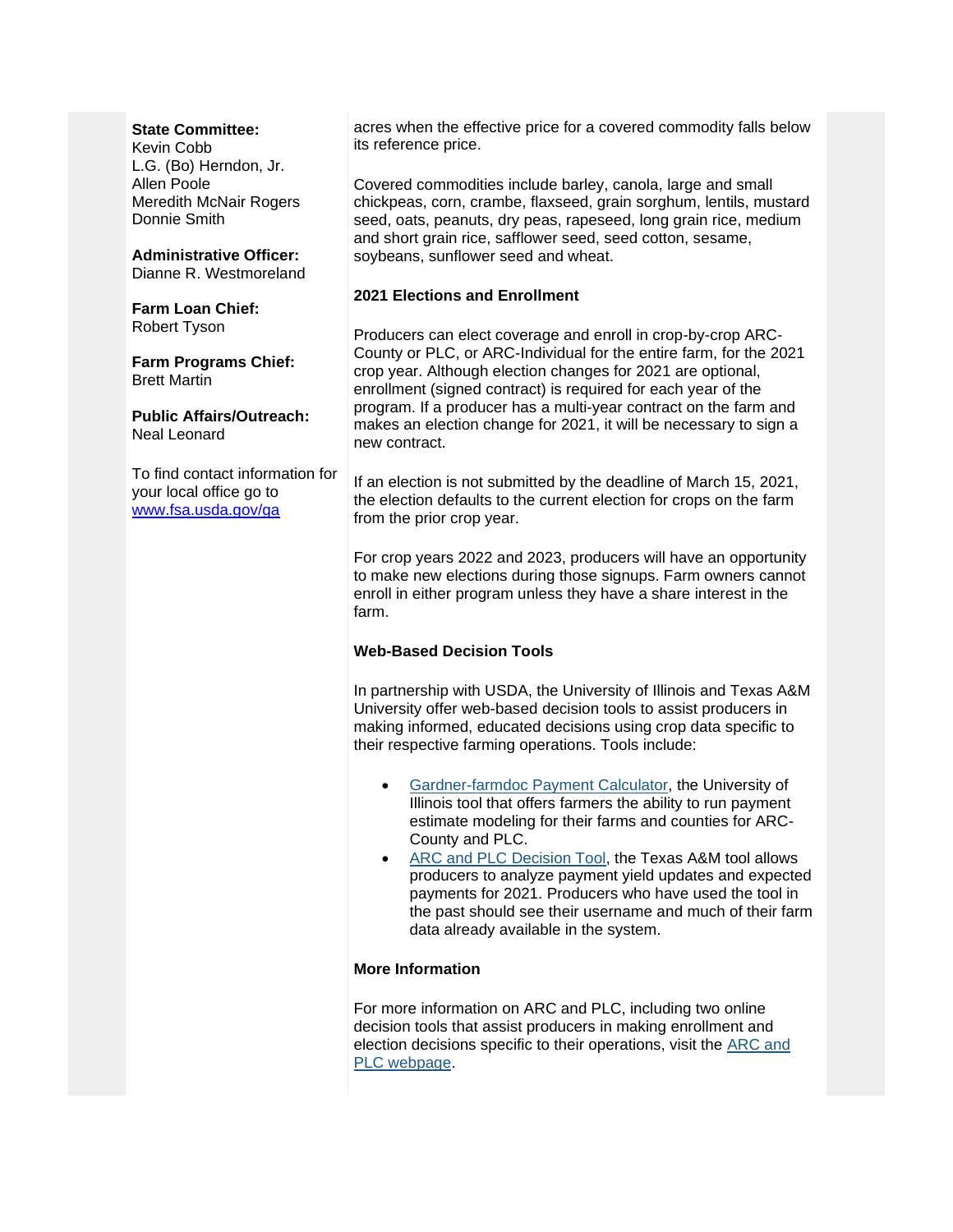**State Committee:**
Kevin Cobb
L.G. (Bo) Herndon, Jr.
Allen Poole
Meredith McNair Rogers
Donnie Smith

**Administrative Officer:**
Dianne R. Westmoreland

**Farm Loan Chief:**
Robert Tyson

**Farm Programs Chief:**
Brett Martin

**Public Affairs/Outreach:**
Neal Leonard

To find contact information for your local office go to [www.fsa.usda.gov/ga](www.fsa.usda.gov/ga)

acres when the effective price for a covered commodity falls below its reference price.

Covered commodities include barley, canola, large and small chickpeas, corn, crambe, flaxseed, grain sorghum, lentils, mustard seed, oats, peanuts, dry peas, rapeseed, long grain rice, medium and short grain rice, safflower seed, seed cotton, sesame, soybeans, sunflower seed and wheat.

**2021 Elections and Enrollment**

Producers can elect coverage and enroll in crop-by-crop ARC-County or PLC, or ARC-Individual for the entire farm, for the 2021 crop year. Although election changes for 2021 are optional, enrollment (signed contract) is required for each year of the program. If a producer has a multi-year contract on the farm and makes an election change for 2021, it will be necessary to sign a new contract.

If an election is not submitted by the deadline of March 15, 2021, the election defaults to the current election for crops on the farm from the prior crop year.

For crop years 2022 and 2023, producers will have an opportunity to make new elections during those signups. Farm owners cannot enroll in either program unless they have a share interest in the farm.

**Web-Based Decision Tools**

In partnership with USDA, the University of Illinois and Texas A&M University offer web-based decision tools to assist producers in making informed, educated decisions using crop data specific to their respective farming operations. Tools include:

- Gardner-farmdoc Payment Calculator, the University of Illinois tool that offers farmers the ability to run payment estimate modeling for their farms and counties for ARC-County and PLC.
- ARC and PLC Decision Tool, the Texas A&M tool allows producers to analyze payment yield updates and expected payments for 2021. Producers who have used the tool in the past should see their username and much of their farm data already available in the system.

**More Information**

For more information on ARC and PLC, including two online decision tools that assist producers in making enrollment and election decisions specific to their operations, visit the ARC and PLC webpage.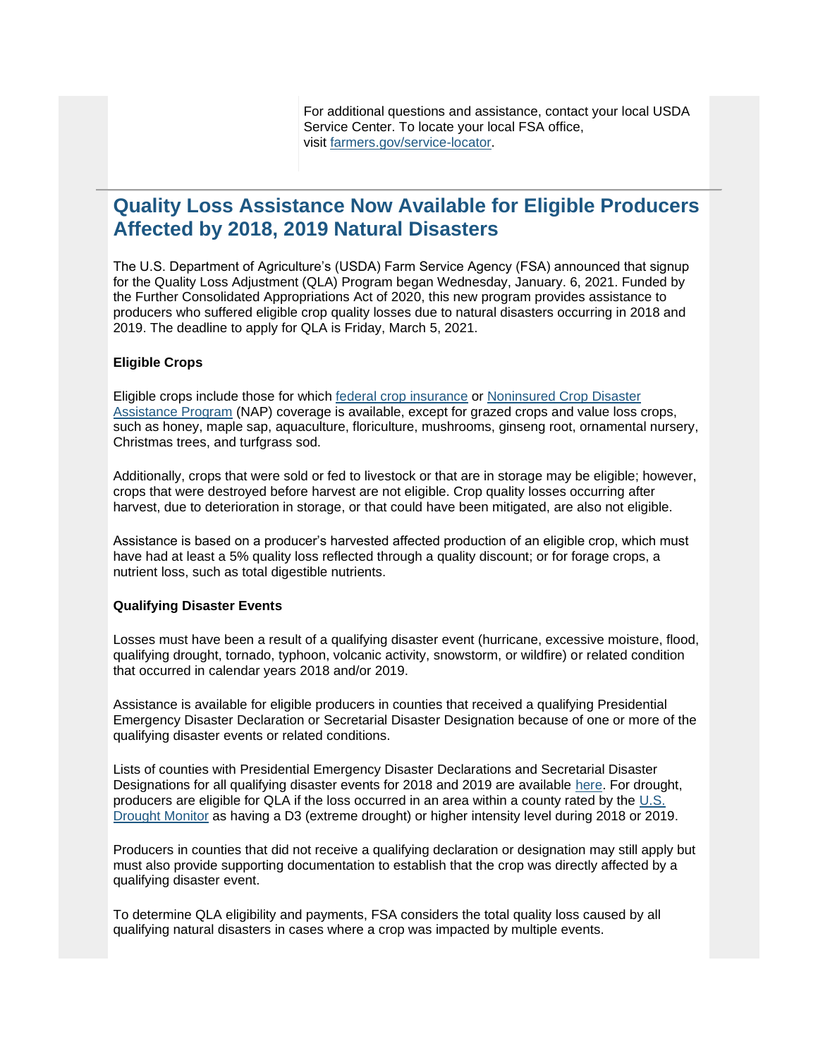For additional questions and assistance, contact your local USDA Service Center. To locate your local FSA office, visit [farmers.gov/service-locator](farmers.gov/service-locator).

## Quality Loss Assistance Now Available for Eligible Producers Affected by 2018, 2019 Natural Disasters

The U.S. Department of Agriculture's (USDA) Farm Service Agency (FSA) announced that signup for the Quality Loss Adjustment (QLA) Program began Wednesday, January. 6, 2021. Funded by the Further Consolidated Appropriations Act of 2020, this new program provides assistance to producers who suffered eligible crop quality losses due to natural disasters occurring in 2018 and 2019. The deadline to apply for QLA is Friday, March 5, 2021.

**Eligible Crops**

Eligible crops include those for which federal crop insurance or Noninsured Crop Disaster Assistance Program (NAP) coverage is available, except for grazed crops and value loss crops, such as honey, maple sap, aquaculture, floriculture, mushrooms, ginseng root, ornamental nursery, Christmas trees, and turfgrass sod.

Additionally, crops that were sold or fed to livestock or that are in storage may be eligible; however, crops that were destroyed before harvest are not eligible. Crop quality losses occurring after harvest, due to deterioration in storage, or that could have been mitigated, are also not eligible.

Assistance is based on a producer's harvested affected production of an eligible crop, which must have had at least a 5% quality loss reflected through a quality discount; or for forage crops, a nutrient loss, such as total digestible nutrients.

**Qualifying Disaster Events**

Losses must have been a result of a qualifying disaster event (hurricane, excessive moisture, flood, qualifying drought, tornado, typhoon, volcanic activity, snowstorm, or wildfire) or related condition that occurred in calendar years 2018 and/or 2019.

Assistance is available for eligible producers in counties that received a qualifying Presidential Emergency Disaster Declaration or Secretarial Disaster Designation because of one or more of the qualifying disaster events or related conditions.

Lists of counties with Presidential Emergency Disaster Declarations and Secretarial Disaster Designations for all qualifying disaster events for 2018 and 2019 are available here. For drought, producers are eligible for QLA if the loss occurred in an area within a county rated by the U.S. Drought Monitor as having a D3 (extreme drought) or higher intensity level during 2018 or 2019.

Producers in counties that did not receive a qualifying declaration or designation may still apply but must also provide supporting documentation to establish that the crop was directly affected by a qualifying disaster event.

To determine QLA eligibility and payments, FSA considers the total quality loss caused by all qualifying natural disasters in cases where a crop was impacted by multiple events.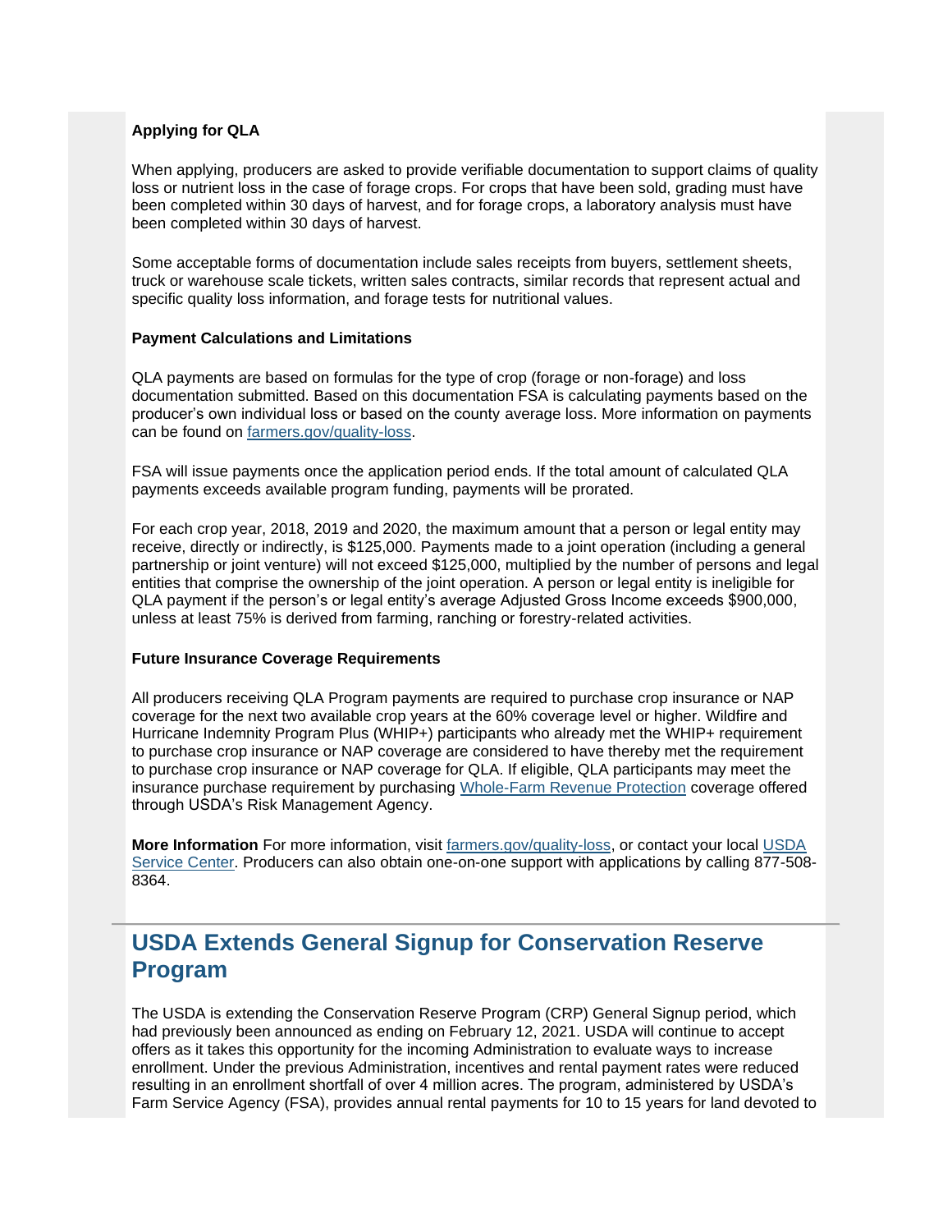**Applying for QLA**

When applying, producers are asked to provide verifiable documentation to support claims of quality loss or nutrient loss in the case of forage crops. For crops that have been sold, grading must have been completed within 30 days of harvest, and for forage crops, a laboratory analysis must have been completed within 30 days of harvest.

Some acceptable forms of documentation include sales receipts from buyers, settlement sheets, truck or warehouse scale tickets, written sales contracts, similar records that represent actual and specific quality loss information, and forage tests for nutritional values.

**Payment Calculations and Limitations**

QLA payments are based on formulas for the type of crop (forage or non-forage) and loss documentation submitted. Based on this documentation FSA is calculating payments based on the producer's own individual loss or based on the county average loss. More information on payments can be found on [farmers.gov/quality-loss](farmers.gov/quality-loss).

FSA will issue payments once the application period ends. If the total amount of calculated QLA payments exceeds available program funding, payments will be prorated.

For each crop year, 2018, 2019 and 2020, the maximum amount that a person or legal entity may receive, directly or indirectly, is $125,000. Payments made to a joint operation (including a general partnership or joint venture) will not exceed $125,000, multiplied by the number of persons and legal entities that comprise the ownership of the joint operation. A person or legal entity is ineligible for QLA payment if the person's or legal entity's average Adjusted Gross Income exceeds $900,000, unless at least 75% is derived from farming, ranching or forestry-related activities.

**Future Insurance Coverage Requirements**

All producers receiving QLA Program payments are required to purchase crop insurance or NAP coverage for the next two available crop years at the 60% coverage level or higher. Wildfire and Hurricane Indemnity Program Plus (WHIP+) participants who already met the WHIP+ requirement to purchase crop insurance or NAP coverage are considered to have thereby met the requirement to purchase crop insurance or NAP coverage for QLA. If eligible, QLA participants may meet the insurance purchase requirement by purchasing Whole-Farm Revenue Protection coverage offered through USDA's Risk Management Agency.

**More Information** For more information, visit [farmers.gov/quality-loss](farmers.gov/quality-loss), or contact your local USDA Service Center. Producers can also obtain one-on-one support with applications by calling 877-508-8364.

## USDA Extends General Signup for Conservation Reserve Program

The USDA is extending the Conservation Reserve Program (CRP) General Signup period, which had previously been announced as ending on February 12, 2021. USDA will continue to accept offers as it takes this opportunity for the incoming Administration to evaluate ways to increase enrollment. Under the previous Administration, incentives and rental payment rates were reduced resulting in an enrollment shortfall of over 4 million acres. The program, administered by USDA's Farm Service Agency (FSA), provides annual rental payments for 10 to 15 years for land devoted to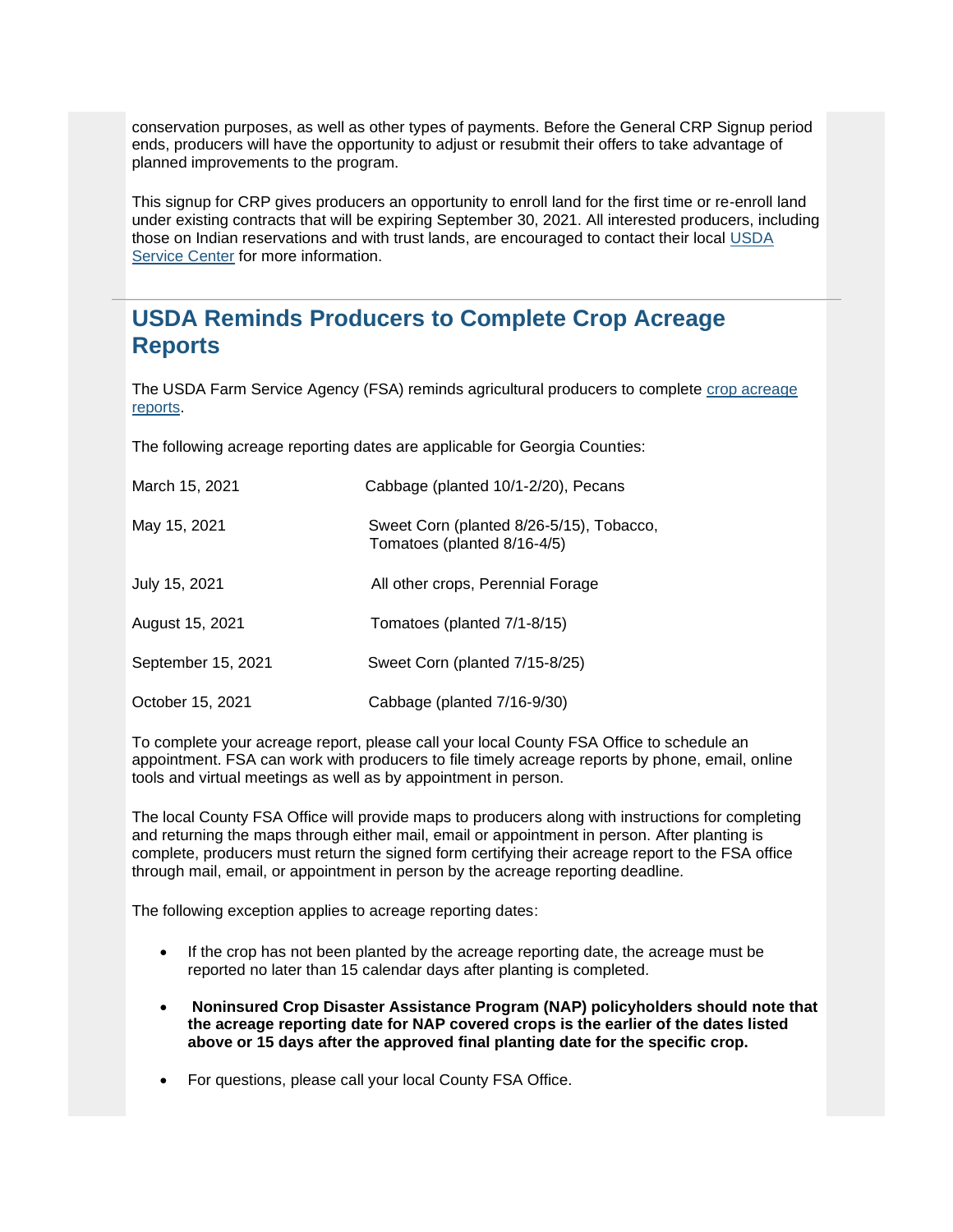conservation purposes, as well as other types of payments. Before the General CRP Signup period ends, producers will have the opportunity to adjust or resubmit their offers to take advantage of planned improvements to the program.

This signup for CRP gives producers an opportunity to enroll land for the first time or re-enroll land under existing contracts that will be expiring September 30, 2021. All interested producers, including those on Indian reservations and with trust lands, are encouraged to contact their local USDA Service Center for more information.

---

## USDA Reminds Producers to Complete Crop Acreage Reports

The USDA Farm Service Agency (FSA) reminds agricultural producers to complete crop acreage reports.

The following acreage reporting dates are applicable for Georgia Counties:

| | |
|---|---|
| March 15, 2021 | Cabbage (planted 10/1-2/20), Pecans |
| May 15, 2021 | Sweet Corn (planted 8/26-5/15), Tobacco, Tomatoes (planted 8/16-4/5) |
| July 15, 2021 | All other crops, Perennial Forage |
| August 15, 2021 | Tomatoes (planted 7/1-8/15) |
| September 15, 2021 | Sweet Corn (planted 7/15-8/25) |
| October 15, 2021 | Cabbage (planted 7/16-9/30) |

To complete your acreage report, please call your local County FSA Office to schedule an appointment. FSA can work with producers to file timely acreage reports by phone, email, online tools and virtual meetings as well as by appointment in person.

The local County FSA Office will provide maps to producers along with instructions for completing and returning the maps through either mail, email or appointment in person. After planting is complete, producers must return the signed form certifying their acreage report to the FSA office through mail, email, or appointment in person by the acreage reporting deadline.

The following exception applies to acreage reporting dates:

- If the crop has not been planted by the acreage reporting date, the acreage must be reported no later than 15 calendar days after planting is completed.
- **Noninsured Crop Disaster Assistance Program (NAP) policyholders should note that the acreage reporting date for NAP covered crops is the earlier of the dates listed above or 15 days after the approved final planting date for the specific crop.**
- For questions, please call your local County FSA Office.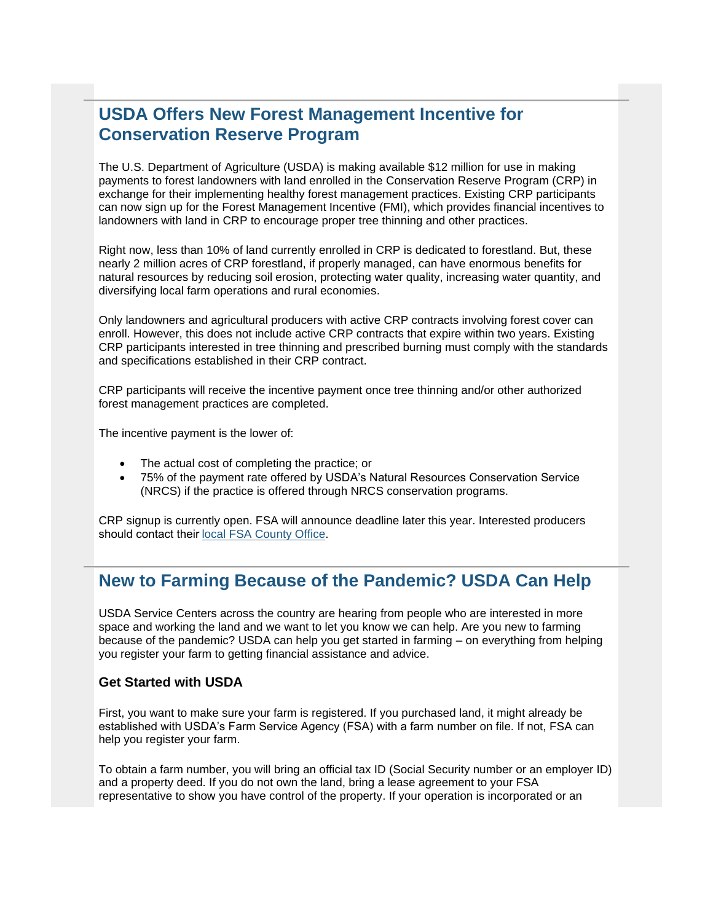## USDA Offers New Forest Management Incentive for Conservation Reserve Program

The U.S. Department of Agriculture (USDA) is making available $12 million for use in making payments to forest landowners with land enrolled in the Conservation Reserve Program (CRP) in exchange for their implementing healthy forest management practices. Existing CRP participants can now sign up for the Forest Management Incentive (FMI), which provides financial incentives to landowners with land in CRP to encourage proper tree thinning and other practices.

Right now, less than 10% of land currently enrolled in CRP is dedicated to forestland. But, these nearly 2 million acres of CRP forestland, if properly managed, can have enormous benefits for natural resources by reducing soil erosion, protecting water quality, increasing water quantity, and diversifying local farm operations and rural economies.

Only landowners and agricultural producers with active CRP contracts involving forest cover can enroll. However, this does not include active CRP contracts that expire within two years. Existing CRP participants interested in tree thinning and prescribed burning must comply with the standards and specifications established in their CRP contract.

CRP participants will receive the incentive payment once tree thinning and/or other authorized forest management practices are completed.

The incentive payment is the lower of:

- The actual cost of completing the practice; or
- 75% of the payment rate offered by USDA's Natural Resources Conservation Service (NRCS) if the practice is offered through NRCS conservation programs.

CRP signup is currently open. FSA will announce deadline later this year. Interested producers should contact their [local FSA County Office](#).

## New to Farming Because of the Pandemic? USDA Can Help

USDA Service Centers across the country are hearing from people who are interested in more space and working the land and we want to let you know we can help. Are you new to farming because of the pandemic? USDA can help you get started in farming – on everything from helping you register your farm to getting financial assistance and advice.

### Get Started with USDA

First, you want to make sure your farm is registered. If you purchased land, it might already be established with USDA's Farm Service Agency (FSA) with a farm number on file. If not, FSA can help you register your farm.

To obtain a farm number, you will bring an official tax ID (Social Security number or an employer ID) and a property deed. If you do not own the land, bring a lease agreement to your FSA representative to show you have control of the property. If your operation is incorporated or an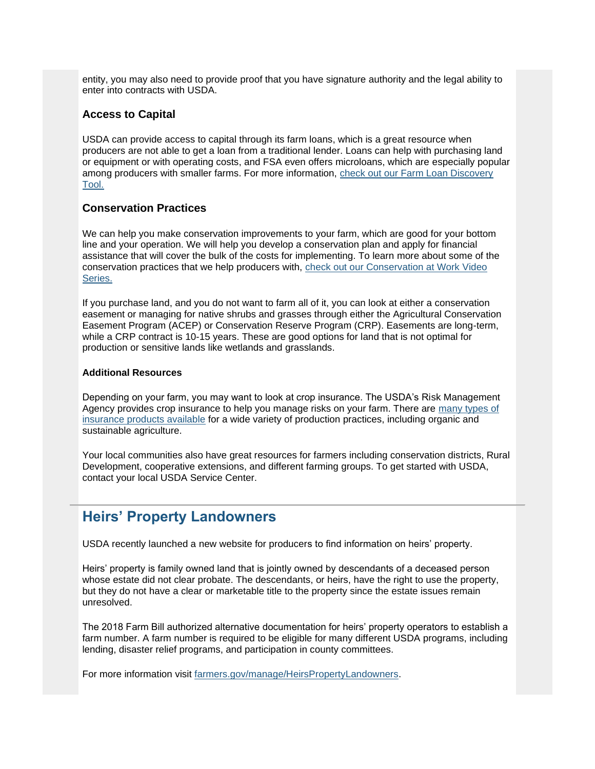entity, you may also need to provide proof that you have signature authority and the legal ability to enter into contracts with USDA.

### Access to Capital

USDA can provide access to capital through its farm loans, which is a great resource when producers are not able to get a loan from a traditional lender. Loans can help with purchasing land or equipment or with operating costs, and FSA even offers microloans, which are especially popular among producers with smaller farms. For more information, [check out our Farm Loan Discovery Tool.]()

### Conservation Practices

We can help you make conservation improvements to your farm, which are good for your bottom line and your operation. We will help you develop a conservation plan and apply for financial assistance that will cover the bulk of the costs for implementing. To learn more about some of the conservation practices that we help producers with, [check out our Conservation at Work Video Series.]()

If you purchase land, and you do not want to farm all of it, you can look at either a conservation easement or managing for native shrubs and grasses through either the Agricultural Conservation Easement Program (ACEP) or Conservation Reserve Program (CRP). Easements are long-term, while a CRP contract is 10-15 years. These are good options for land that is not optimal for production or sensitive lands like wetlands and grasslands.

#### Additional Resources

Depending on your farm, you may want to look at crop insurance. The USDA's Risk Management Agency provides crop insurance to help you manage risks on your farm. There are [many types of insurance products available]() for a wide variety of production practices, including organic and sustainable agriculture.

Your local communities also have great resources for farmers including conservation districts, Rural Development, cooperative extensions, and different farming groups. To get started with USDA, contact your local USDA Service Center.

---

## Heirs' Property Landowners

USDA recently launched a new website for producers to find information on heirs' property.

Heirs' property is family owned land that is jointly owned by descendants of a deceased person whose estate did not clear probate. The descendants, or heirs, have the right to use the property, but they do not have a clear or marketable title to the property since the estate issues remain unresolved.

The 2018 Farm Bill authorized alternative documentation for heirs' property operators to establish a farm number. A farm number is required to be eligible for many different USDA programs, including lending, disaster relief programs, and participation in county committees.

For more information visit [farmers.gov/manage/HeirsPropertyLandowners]().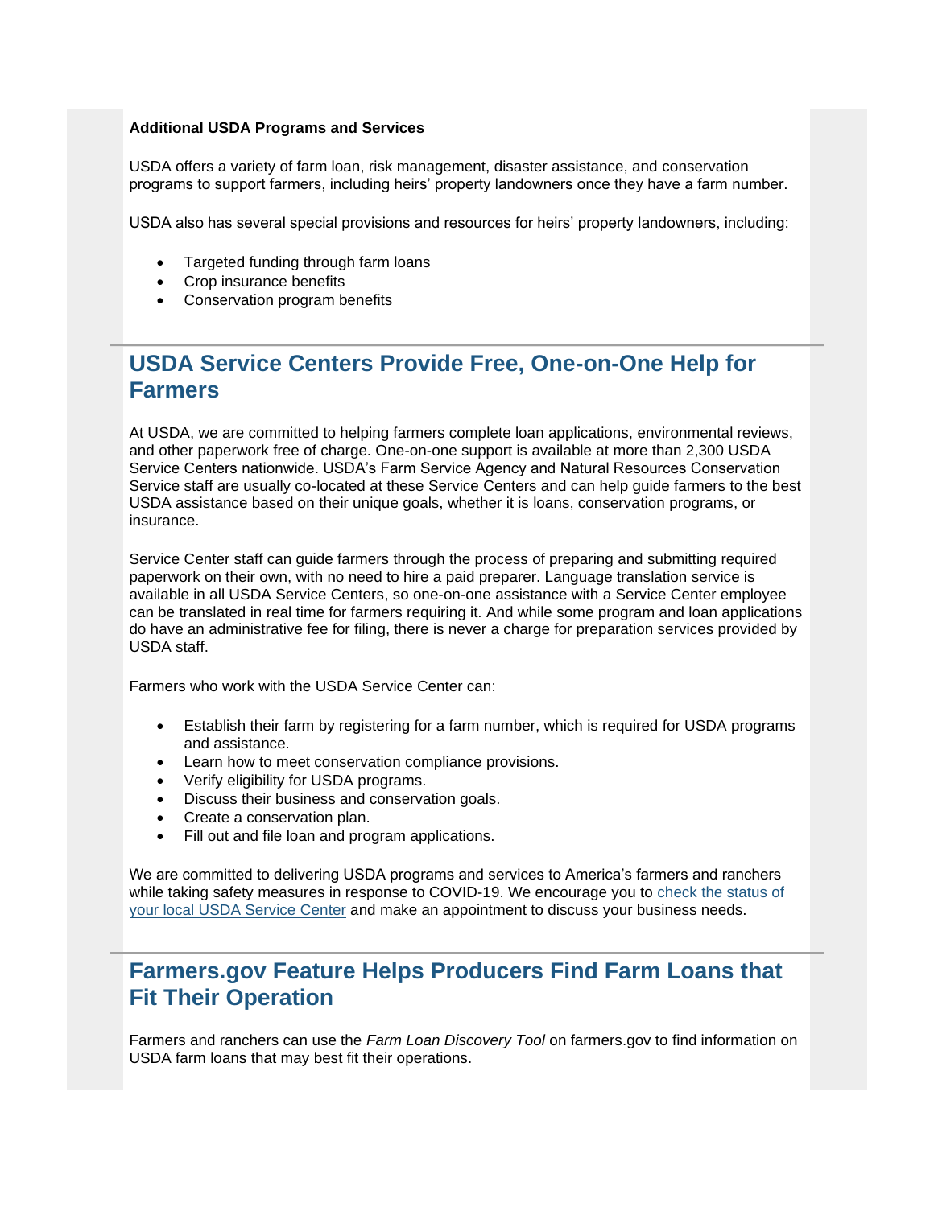**Additional USDA Programs and Services**

USDA offers a variety of farm loan, risk management, disaster assistance, and conservation programs to support farmers, including heirs' property landowners once they have a farm number.

USDA also has several special provisions and resources for heirs' property landowners, including:

- Targeted funding through farm loans
- Crop insurance benefits
- Conservation program benefits

## USDA Service Centers Provide Free, One-on-One Help for Farmers

At USDA, we are committed to helping farmers complete loan applications, environmental reviews, and other paperwork free of charge. One-on-one support is available at more than 2,300 USDA Service Centers nationwide. USDA's Farm Service Agency and Natural Resources Conservation Service staff are usually co-located at these Service Centers and can help guide farmers to the best USDA assistance based on their unique goals, whether it is loans, conservation programs, or insurance.

Service Center staff can guide farmers through the process of preparing and submitting required paperwork on their own, with no need to hire a paid preparer. Language translation service is available in all USDA Service Centers, so one-on-one assistance with a Service Center employee can be translated in real time for farmers requiring it. And while some program and loan applications do have an administrative fee for filing, there is never a charge for preparation services provided by USDA staff.

Farmers who work with the USDA Service Center can:

- Establish their farm by registering for a farm number, which is required for USDA programs and assistance.
- Learn how to meet conservation compliance provisions.
- Verify eligibility for USDA programs.
- Discuss their business and conservation goals.
- Create a conservation plan.
- Fill out and file loan and program applications.

We are committed to delivering USDA programs and services to America's farmers and ranchers while taking safety measures in response to COVID-19. We encourage you to check the status of your local USDA Service Center and make an appointment to discuss your business needs.

## Farmers.gov Feature Helps Producers Find Farm Loans that Fit Their Operation

Farmers and ranchers can use the *Farm Loan Discovery Tool* on farmers.gov to find information on USDA farm loans that may best fit their operations.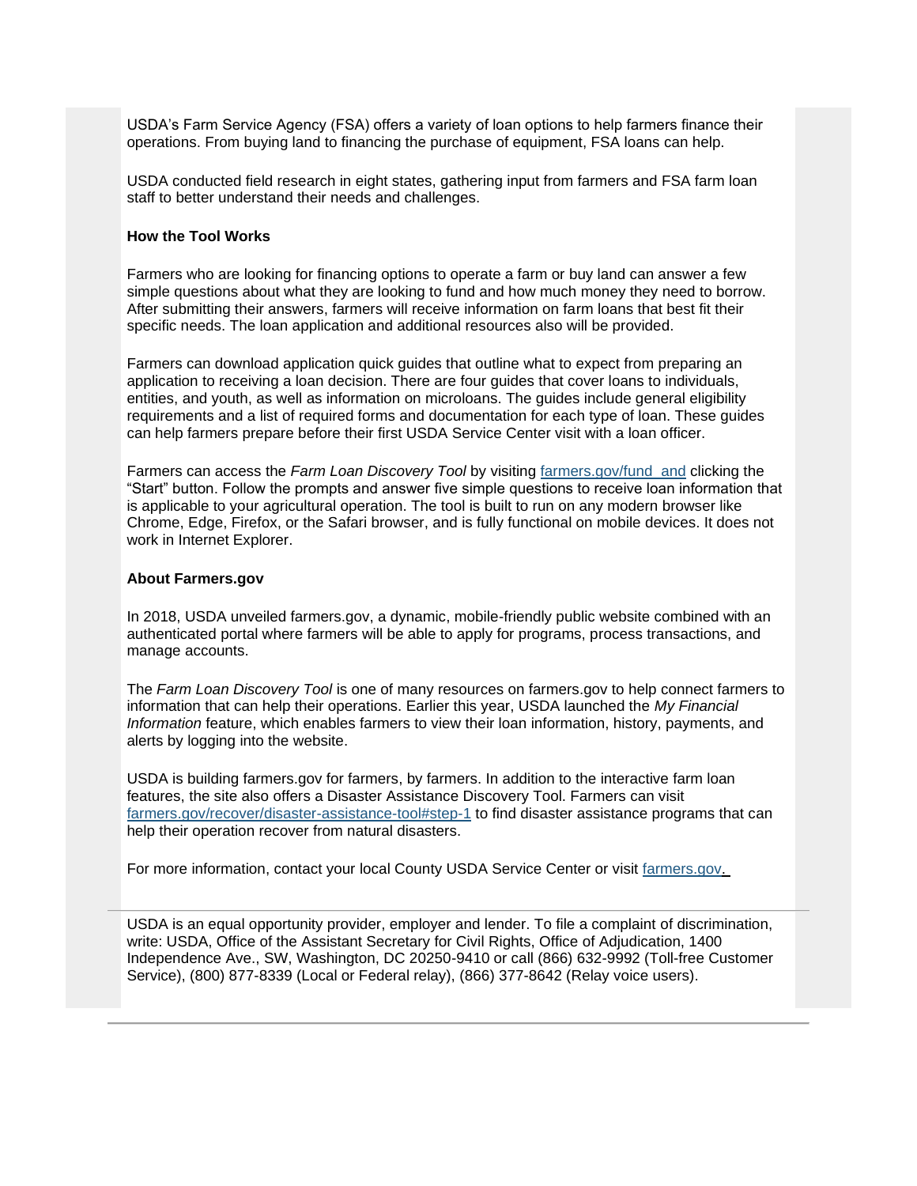USDA's Farm Service Agency (FSA) offers a variety of loan options to help farmers finance their operations. From buying land to financing the purchase of equipment, FSA loans can help.

USDA conducted field research in eight states, gathering input from farmers and FSA farm loan staff to better understand their needs and challenges.

**How the Tool Works**

Farmers who are looking for financing options to operate a farm or buy land can answer a few simple questions about what they are looking to fund and how much money they need to borrow. After submitting their answers, farmers will receive information on farm loans that best fit their specific needs. The loan application and additional resources also will be provided.

Farmers can download application quick guides that outline what to expect from preparing an application to receiving a loan decision. There are four guides that cover loans to individuals, entities, and youth, as well as information on microloans. The guides include general eligibility requirements and a list of required forms and documentation for each type of loan. These guides can help farmers prepare before their first USDA Service Center visit with a loan officer.

Farmers can access the *Farm Loan Discovery Tool* by visiting farmers.gov/fund and clicking the "Start" button. Follow the prompts and answer five simple questions to receive loan information that is applicable to your agricultural operation. The tool is built to run on any modern browser like Chrome, Edge, Firefox, or the Safari browser, and is fully functional on mobile devices. It does not work in Internet Explorer.

**About Farmers.gov**

In 2018, USDA unveiled farmers.gov, a dynamic, mobile-friendly public website combined with an authenticated portal where farmers will be able to apply for programs, process transactions, and manage accounts.

The *Farm Loan Discovery Tool* is one of many resources on farmers.gov to help connect farmers to information that can help their operations. Earlier this year, USDA launched the *My Financial Information* feature, which enables farmers to view their loan information, history, payments, and alerts by logging into the website.

USDA is building farmers.gov for farmers, by farmers. In addition to the interactive farm loan features, the site also offers a Disaster Assistance Discovery Tool. Farmers can visit farmers.gov/recover/disaster-assistance-tool#step-1 to find disaster assistance programs that can help their operation recover from natural disasters.

For more information, contact your local County USDA Service Center or visit farmers.gov.

---

USDA is an equal opportunity provider, employer and lender. To file a complaint of discrimination, write: USDA, Office of the Assistant Secretary for Civil Rights, Office of Adjudication, 1400 Independence Ave., SW, Washington, DC 20250-9410 or call (866) 632-9992 (Toll-free Customer Service), (800) 877-8339 (Local or Federal relay), (866) 377-8642 (Relay voice users).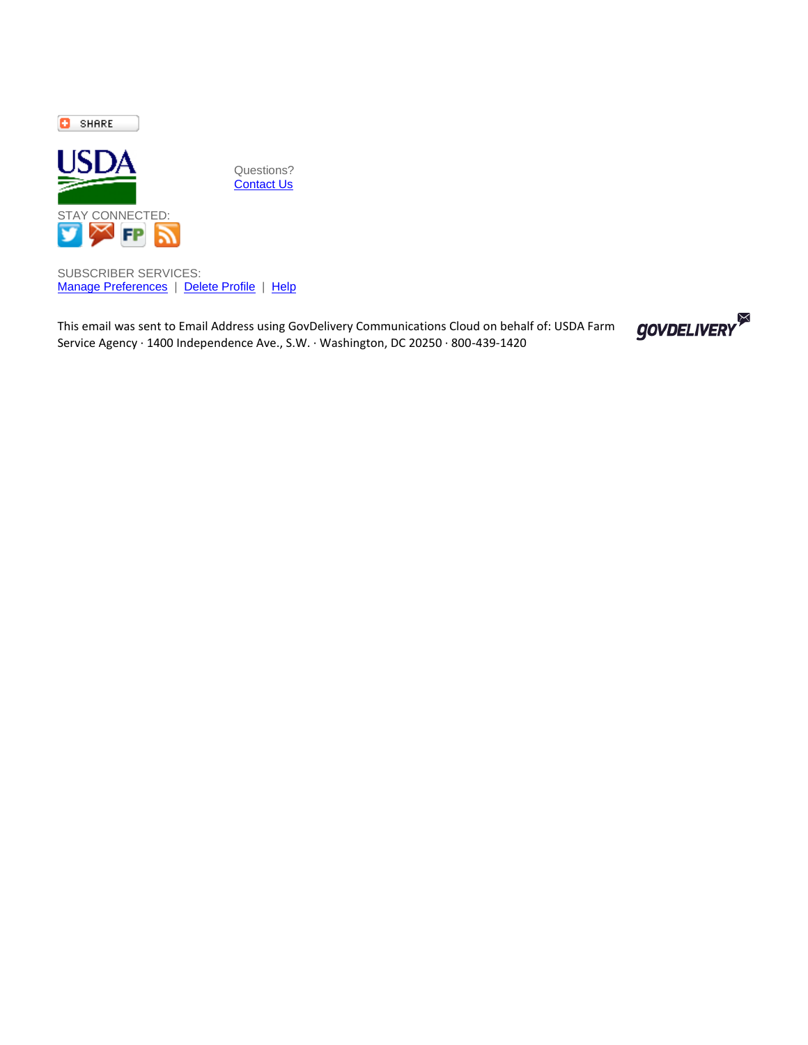SHARE

Questions?
[Contact Us]

STAY CONNECTED:

SUBSCRIBER SERVICES:
Manage Preferences | Delete Profile | Help

This email was sent to Email Address using GovDelivery Communications Cloud on behalf of: USDA Farm Service Agency · 1400 Independence Ave., S.W. · Washington, DC 20250 · 800-439-1420